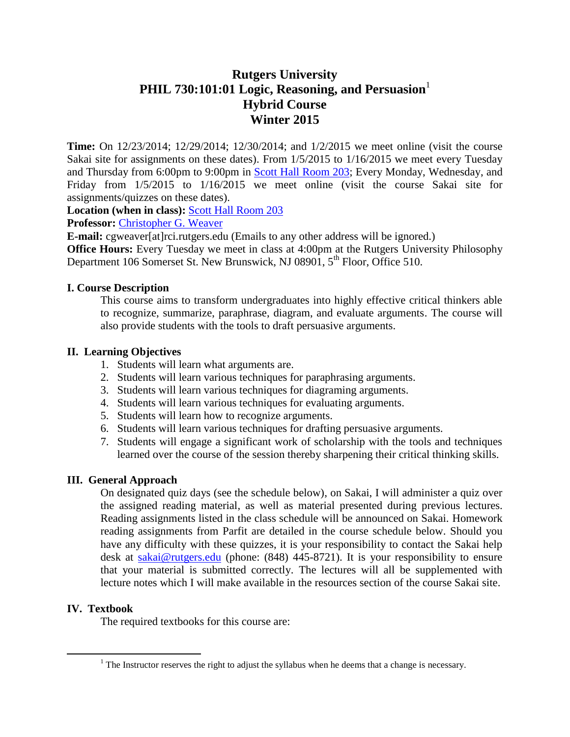# Rutgers University
# PHIL 730:101:01 Logic, Reasoning, and Persuasion[1]
# Hybrid Course
# Winter 2015

**Time:** On 12/23/2014; 12/29/2014; 12/30/2014; and 1/2/2015 we meet online (visit the course Sakai site for assignments on these dates). From 1/5/2015 to 1/16/2015 we meet every Tuesday and Thursday from 6:00pm to 9:00pm in Scott Hall Room 203; Every Monday, Wednesday, and Friday from 1/5/2015 to 1/16/2015 we meet online (visit the course Sakai site for assignments/quizzes on these dates).
**Location (when in class):** Scott Hall Room 203
**Professor:** Christopher G. Weaver
**E-mail:** cgweaver[at]rci.rutgers.edu (Emails to any other address will be ignored.)
**Office Hours:** Every Tuesday we meet in class at 4:00pm at the Rutgers University Philosophy Department 106 Somerset St. New Brunswick, NJ 08901, 5th Floor, Office 510.

## I. Course Description

This course aims to transform undergraduates into highly effective critical thinkers able to recognize, summarize, paraphrase, diagram, and evaluate arguments. The course will also provide students with the tools to draft persuasive arguments.

## II. Learning Objectives

1. Students will learn what arguments are.
2. Students will learn various techniques for paraphrasing arguments.
3. Students will learn various techniques for diagraming arguments.
4. Students will learn various techniques for evaluating arguments.
5. Students will learn how to recognize arguments.
6. Students will learn various techniques for drafting persuasive arguments.
7. Students will engage a significant work of scholarship with the tools and techniques learned over the course of the session thereby sharpening their critical thinking skills.

## III. General Approach

On designated quiz days (see the schedule below), on Sakai, I will administer a quiz over the assigned reading material, as well as material presented during previous lectures. Reading assignments listed in the class schedule will be announced on Sakai. Homework reading assignments from Parfit are detailed in the course schedule below. Should you have any difficulty with these quizzes, it is your responsibility to contact the Sakai help desk at sakai@rutgers.edu (phone: (848) 445-8721). It is your responsibility to ensure that your material is submitted correctly. The lectures will all be supplemented with lecture notes which I will make available in the resources section of the course Sakai site.

## IV. Textbook

The required textbooks for this course are:

[1] The Instructor reserves the right to adjust the syllabus when he deems that a change is necessary.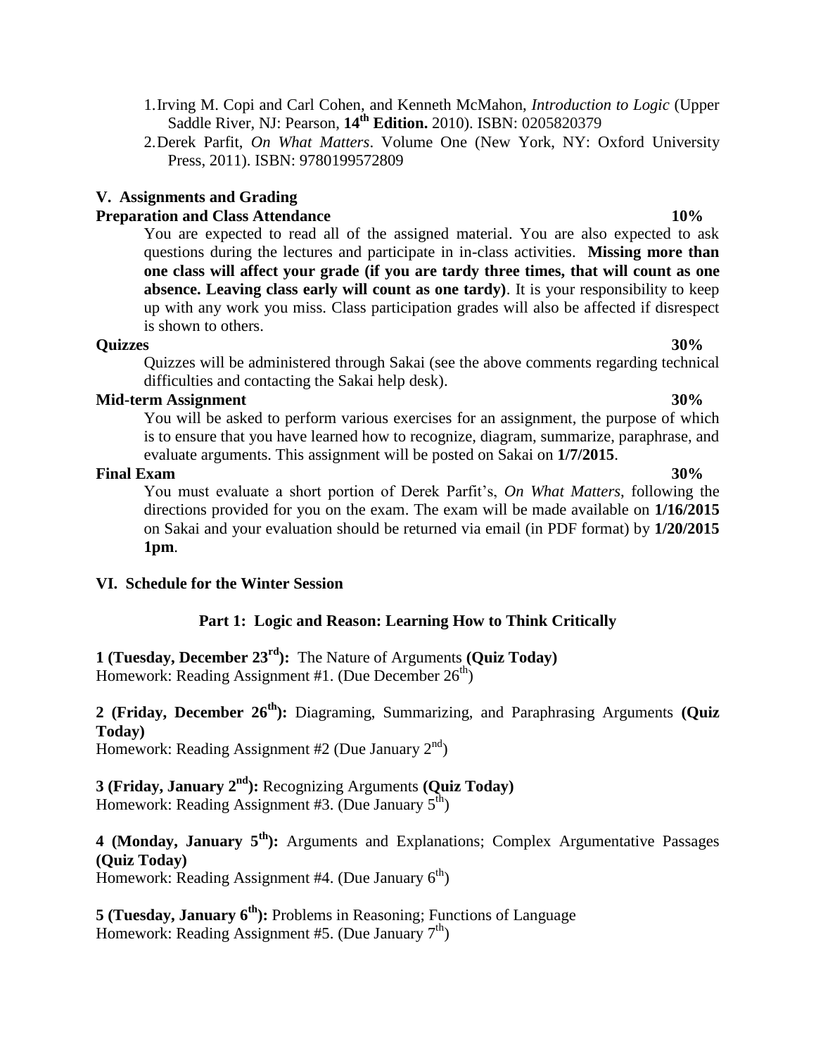1. Irving M. Copi and Carl Cohen, and Kenneth McMahon, *Introduction to Logic* (Upper Saddle River, NJ: Pearson, **14th Edition.** 2010). ISBN: 0205820379
2. Derek Parfit, *On What Matters*. Volume One (New York, NY: Oxford University Press, 2011). ISBN: 9780199572809

## V. Assignments and Grading

**Preparation and Class Attendance** **10%**

You are expected to read all of the assigned material. You are also expected to ask questions during the lectures and participate in in-class activities. **Missing more than one class will affect your grade (if you are tardy three times, that will count as one absence. Leaving class early will count as one tardy)**. It is your responsibility to keep up with any work you miss. Class participation grades will also be affected if disrespect is shown to others.

**Quizzes** **30%**

Quizzes will be administered through Sakai (see the above comments regarding technical difficulties and contacting the Sakai help desk).

**Mid-term Assignment** **30%**

You will be asked to perform various exercises for an assignment, the purpose of which is to ensure that you have learned how to recognize, diagram, summarize, paraphrase, and evaluate arguments. This assignment will be posted on Sakai on **1/7/2015**.

**Final Exam** **30%**

You must evaluate a short portion of Derek Parfit's, *On What Matters*, following the directions provided for you on the exam. The exam will be made available on **1/16/2015** on Sakai and your evaluation should be returned via email (in PDF format) by **1/20/2015 1pm**.

## VI. Schedule for the Winter Session

### Part 1: Logic and Reason: Learning How to Think Critically

**1 (Tuesday, December 23rd):** The Nature of Arguments **(Quiz Today)**
Homework: Reading Assignment #1. (Due December 26th)

**2 (Friday, December 26th):** Diagraming, Summarizing, and Paraphrasing Arguments **(Quiz Today)**
Homework: Reading Assignment #2 (Due January 2nd)

**3 (Friday, January 2nd):** Recognizing Arguments **(Quiz Today)**
Homework: Reading Assignment #3. (Due January 5th)

**4 (Monday, January 5th):** Arguments and Explanations; Complex Argumentative Passages **(Quiz Today)**
Homework: Reading Assignment #4. (Due January 6th)

**5 (Tuesday, January 6th):** Problems in Reasoning; Functions of Language
Homework: Reading Assignment #5. (Due January 7th)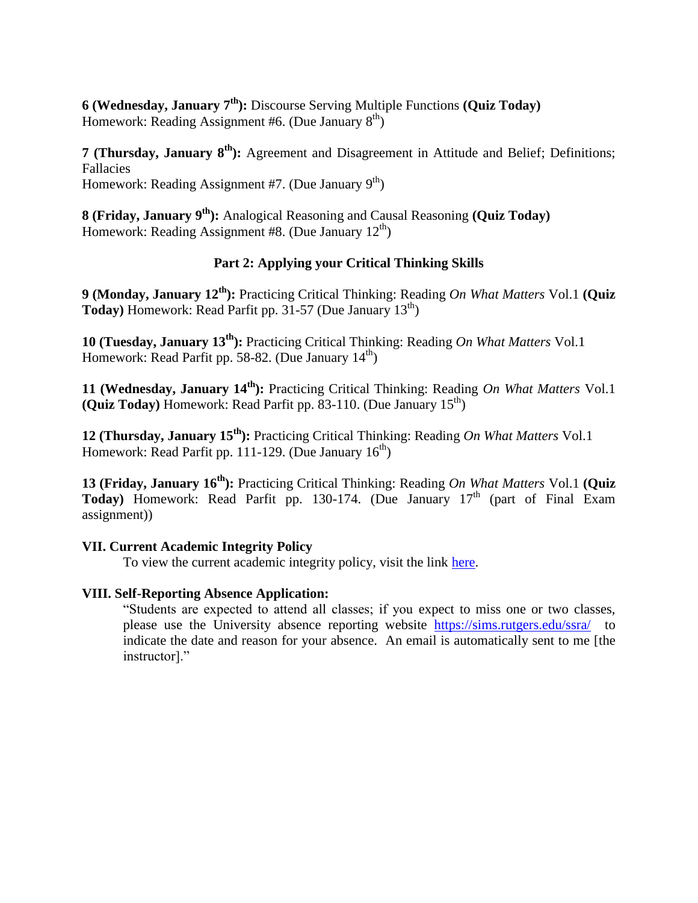**6 (Wednesday, January 7th):** Discourse Serving Multiple Functions **(Quiz Today)**
Homework: Reading Assignment #6. (Due January 8th)

**7 (Thursday, January 8th):** Agreement and Disagreement in Attitude and Belief; Definitions; Fallacies
Homework: Reading Assignment #7. (Due January 9th)

**8 (Friday, January 9th):** Analogical Reasoning and Causal Reasoning **(Quiz Today)**
Homework: Reading Assignment #8. (Due January 12th)

## Part 2: Applying your Critical Thinking Skills

**9 (Monday, January 12th):** Practicing Critical Thinking: Reading *On What Matters* Vol.1 **(Quiz Today)** Homework: Read Parfit pp. 31-57 (Due January 13th)

**10 (Tuesday, January 13th):** Practicing Critical Thinking: Reading *On What Matters* Vol.1
Homework: Read Parfit pp. 58-82. (Due January 14th)

**11 (Wednesday, January 14th):** Practicing Critical Thinking: Reading *On What Matters* Vol.1 **(Quiz Today)** Homework: Read Parfit pp. 83-110. (Due January 15th)

**12 (Thursday, January 15th):** Practicing Critical Thinking: Reading *On What Matters* Vol.1
Homework: Read Parfit pp. 111-129. (Due January 16th)

**13 (Friday, January 16th):** Practicing Critical Thinking: Reading *On What Matters* Vol.1 **(Quiz Today)** Homework: Read Parfit pp. 130-174. (Due January 17th (part of Final Exam assignment))

### VII. Current Academic Integrity Policy

To view the current academic integrity policy, visit the link here.

### VIII. Self-Reporting Absence Application:

"Students are expected to attend all classes; if you expect to miss one or two classes, please use the University absence reporting website https://sims.rutgers.edu/ssra/ to indicate the date and reason for your absence. An email is automatically sent to me [the instructor]."